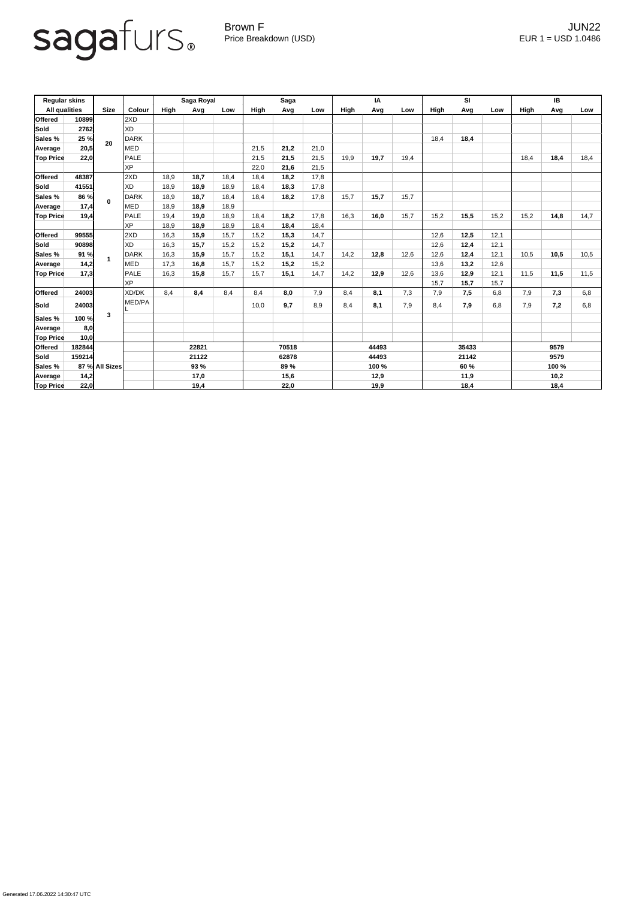sagafurs®

Brown F
Price Breakdown (USD)

JUN22
EUR 1 = USD 1.0486

| Regular skins | | Size | Colour | Saga Royal | | | Saga | | | IA | | | SI | | | IB | | |
|---|---|---|---|---|---|---|---|---|---|---|---|---|---|---|---|---|---|---|
| All qualities | | | | High | Avg | Low | High | Avg | Low | High | Avg | Low | High | Avg | Low | High | Avg | Low |
| Offered | 10899 | 20 | 2XD | | | | | | | | | | | | | | | |
| Sold | 2762 | | XD | | | | | | | | | | | | | | | |
| Sales % | 25 % | | DARK | | | | | | | | | | 18,4 | **18,4** | | | | |
| Average | 20,5 | | MED | | | | 21,5 | **21,2** | 21,0 | | | | | | | | | |
| Top Price | 22,0 | | PALE | | | | 21,5 | **21,5** | 21,5 | 19,9 | **19,7** | 19,4 | | | | 18,4 | **18,4** | 18,4 |
| | | | XP | | | | 22,0 | **21,6** | 21,5 | | | | | | | | | |
| Offered | 48387 | 0 | 2XD | 18,9 | **18,7** | 18,4 | 18,4 | **18,2** | 17,8 | | | | | | | | | |
| Sold | 41551 | | XD | 18,9 | **18,9** | 18,9 | 18,4 | **18,3** | 17,8 | | | | | | | | | |
| Sales % | 86 % | | DARK | 18,9 | **18,7** | 18,4 | 18,4 | **18,2** | 17,8 | 15,7 | **15,7** | 15,7 | | | | | | |
| Average | 17,4 | | MED | 18,9 | **18,9** | 18,9 | | | | | | | | | | | | |
| Top Price | 19,4 | | PALE | 19,4 | **19,0** | 18,9 | 18,4 | **18,2** | 17,8 | 16,3 | **16,0** | 15,7 | 15,2 | **15,5** | 15,2 | 15,2 | **14,8** | 14,7 |
| | | | XP | 18,9 | **18,9** | 18,9 | 18,4 | **18,4** | 18,4 | | | | | | | | | |
| Offered | 99555 | 1 | 2XD | 16,3 | **15,9** | 15,7 | 15,2 | **15,3** | 14,7 | | | | 12,6 | **12,5** | 12,1 | | | |
| Sold | 90898 | | XD | 16,3 | **15,7** | 15,2 | 15,2 | **15,2** | 14,7 | | | | 12,6 | **12,4** | 12,1 | | | |
| Sales % | 91 % | | DARK | 16,3 | **15,9** | 15,7 | 15,2 | **15,1** | 14,7 | 14,2 | **12,8** | 12,6 | 12,6 | **12,4** | 12,1 | 10,5 | **10,5** | 10,5 |
| Average | 14,2 | | MED | 17,3 | **16,8** | 15,7 | 15,2 | **15,2** | 15,2 | | | | 13,6 | **13,2** | 12,6 | | | |
| Top Price | 17,3 | | PALE | 16,3 | **15,8** | 15,7 | 15,7 | **15,1** | 14,7 | 14,2 | **12,9** | 12,6 | 13,6 | **12,9** | 12,1 | 11,5 | **11,5** | 11,5 |
| | | | XP | | | | | | | | | | 15,7 | **15,7** | 15,7 | | | |
| Offered | 24003 | 3 | XD/DK | 8,4 | **8,4** | 8,4 | 8,4 | **8,0** | 7,9 | 8,4 | **8,1** | 7,3 | 7,9 | **7,5** | 6,8 | 7,9 | **7,3** | 6,8 |
| Sold | 24003 | | MED/PAL | | | | 10,0 | **9,7** | 8,9 | 8,4 | **8,1** | 7,9 | 8,4 | **7,9** | 6,8 | 7,9 | **7,2** | 6,8 |
| Sales % | 100 % | | | | | | | | | | | | | | | | | |
| Average | 8,0 | | | | | | | | | | | | | | | | | |
| Top Price | 10,0 | | | | | | | | | | | | | | | | | |
| Offered | 182844 | All Sizes | | | 22821 | | | 70518 | | | 44493 | | | 35433 | | | 9579 | |
| Sold | 159214 | | | | 21122 | | | 62878 | | | 44493 | | | 21142 | | | 9579 | |
| Sales % | 87 % | | | | 93 % | | | 89 % | | | 100 % | | | 60 % | | | 100 % | |
| Average | 14,2 | | | | 17,0 | | | 15,6 | | | 12,9 | | | 11,9 | | | 10,2 | |
| Top Price | 22,0 | | | | 19,4 | | | 22,0 | | | 19,9 | | | 18,4 | | | 18,4 | |

Generated 17.06.2022 14:30:47 UTC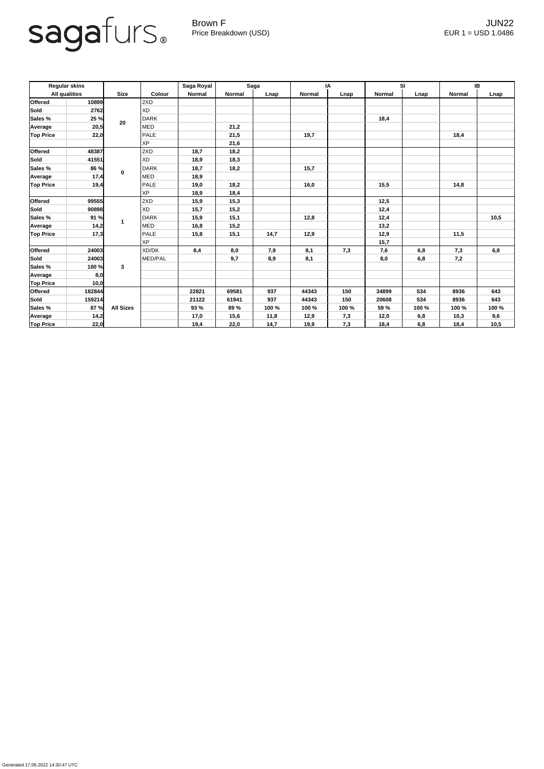sagafurs®

Brown F
Price Breakdown (USD)

JUN22
EUR 1 = USD 1.0486

| Regular skins | | | | Saga Royal | Saga | | IA | | SI | | IB | |
|---|---|---|---|---|---|---|---|---|---|---|---|---|
| All qualities | | Size | Colour | Normal | Normal | Lnap | Normal | Lnap | Normal | Lnap | Normal | Lnap |
| Offered | 10899 | 20 | 2XD | | | | | | | | | |
| Sold | 2762 | | XD | | | | | | | | | |
| Sales % | 25 % | | DARK | | | | | | 18,4 | | | |
| Average | 20,5 | | MED | | 21,2 | | | | | | | |
| Top Price | 22,0 | | PALE | | 21,5 | | 19,7 | | | | 18,4 | |
| | | | XP | | 21,6 | | | | | | | |
| Offered | 48387 | 0 | 2XD | 18,7 | 18,2 | | | | | | | |
| Sold | 41551 | | XD | 18,9 | 18,3 | | | | | | | |
| Sales % | 86 % | | DARK | 18,7 | 18,2 | | 15,7 | | | | | |
| Average | 17,4 | | MED | 18,9 | | | | | | | | |
| Top Price | 19,4 | | PALE | 19,0 | 18,2 | | 16,0 | | 15,5 | | 14,8 | |
| | | | XP | 18,9 | 18,4 | | | | | | | |
| Offered | 99555 | 1 | 2XD | 15,9 | 15,3 | | | | 12,5 | | | |
| Sold | 90898 | | XD | 15,7 | 15,2 | | | | 12,4 | | | |
| Sales % | 91 % | | DARK | 15,9 | 15,1 | | 12,8 | | 12,4 | | | 10,5 |
| Average | 14,2 | | MED | 16,8 | 15,2 | | | | 13,2 | | | |
| Top Price | 17,3 | | PALE | 15,8 | 15,1 | 14,7 | 12,9 | | 12,9 | | 11,5 | |
| | | | XP | | | | | | 15,7 | | | |
| Offered | 24003 | 3 | XD/DK | 8,4 | 8,0 | 7,9 | 8,1 | 7,3 | 7,6 | 6,8 | 7,3 | 6,8 |
| Sold | 24003 | | MED/PAL | | 9,7 | 8,9 | 8,1 | | 8,0 | 6,8 | 7,2 | |
| Sales % | 100 % | | | | | | | | | | | |
| Average | 8,0 | | | | | | | | | | | |
| Top Price | 10,0 | | | | | | | | | | | |
| Offered | 182844 | All Sizes | | 22821 | 69581 | 937 | 44343 | 150 | 34899 | 534 | 8936 | 643 |
| Sold | 159214 | | | 21122 | 61941 | 937 | 44343 | 150 | 20608 | 534 | 8936 | 643 |
| Sales % | 87 % | | | 93 % | 89 % | 100 % | 100 % | 100 % | 59 % | 100 % | 100 % | 100 % |
| Average | 14,2 | | | 17,0 | 15,6 | 11,8 | 12,9 | 7,3 | 12,0 | 6,8 | 10,3 | 9,6 |
| Top Price | 22,0 | | | 19,4 | 22,0 | 14,7 | 19,9 | 7,3 | 18,4 | 6,8 | 18,4 | 10,5 |

Generated 17.06.2022 14:30:47 UTC